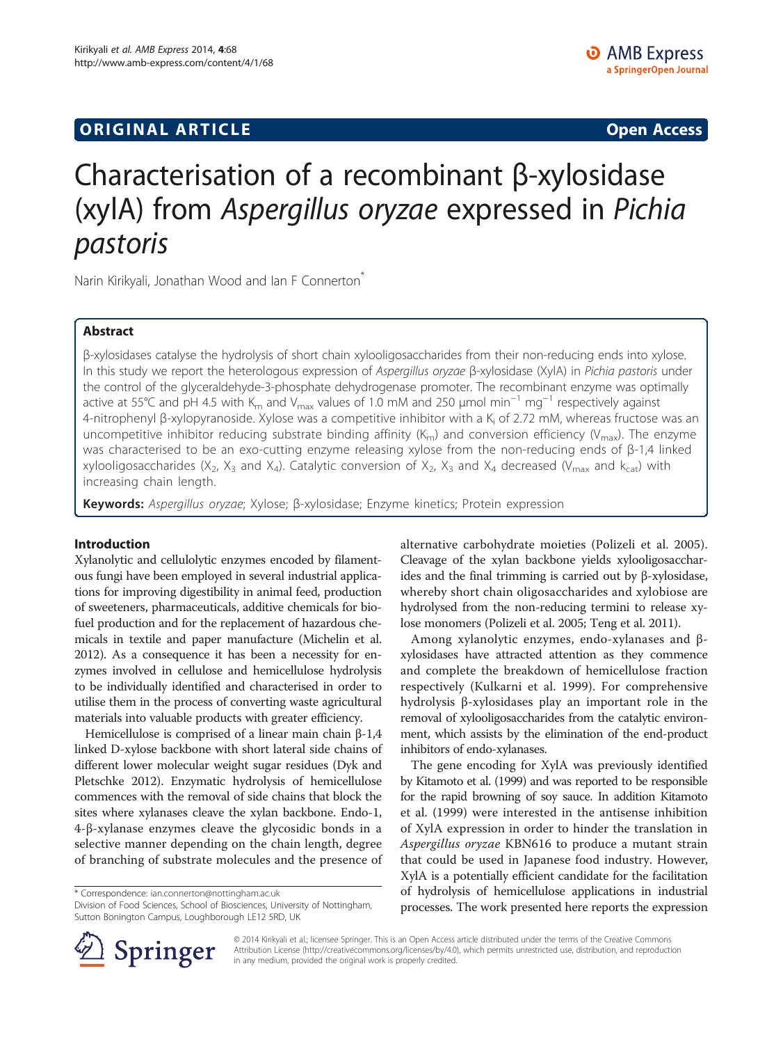## ORIGINAL ARTICLE Open Access

# Characterisation of a recombinant β-xylosidase (xylA) from *Aspergillus oryzae* expressed in *Pichia pastoris*

Narin Kirikyali, Jonathan Wood and Ian F Connerton*

## Abstract

β-xylosidases catalyse the hydrolysis of short chain xylooligosaccharides from their non-reducing ends into xylose. In this study we report the heterologous expression of *Aspergillus oryzae* β-xylosidase (XylA) in *Pichia pastoris* under the control of the glyceraldehyde-3-phosphate dehydrogenase promoter. The recombinant enzyme was optimally active at 55°C and pH 4.5 with $K_m$ and $V_{max}$ values of 1.0 mM and 250 μmol $min^{-1}$ $mg^{-1}$ respectively against 4-nitrophenyl β-xylopyranoside. Xylose was a competitive inhibitor with a $K_i$ of 2.72 mM, whereas fructose was an uncompetitive inhibitor reducing substrate binding affinity ($K_m$) and conversion efficiency ($V_{max}$). The enzyme was characterised to be an exo-cutting enzyme releasing xylose from the non-reducing ends of β-1,4 linked xylooligosaccharides ($X_2$, $X_3$ and $X_4$). Catalytic conversion of $X_2$, $X_3$ and $X_4$ decreased ($V_{max}$ and $k_{cat}$) with increasing chain length.

**Keywords:** *Aspergillus oryzae*; Xylose; β-xylosidase; Enzyme kinetics; Protein expression

## Introduction

Xylanolytic and cellulolytic enzymes encoded by filamentous fungi have been employed in several industrial applications for improving digestibility in animal feed, production of sweeteners, pharmaceuticals, additive chemicals for biofuel production and for the replacement of hazardous chemicals in textile and paper manufacture (Michelin et al. 2012). As a consequence it has been a necessity for enzymes involved in cellulose and hemicellulose hydrolysis to be individually identified and characterised in order to utilise them in the process of converting waste agricultural materials into valuable products with greater efficiency.

Hemicellulose is comprised of a linear main chain β-1,4 linked D-xylose backbone with short lateral side chains of different lower molecular weight sugar residues (Dyk and Pletschke 2012). Enzymatic hydrolysis of hemicellulose commences with the removal of side chains that block the sites where xylanases cleave the xylan backbone. Endo-1, 4-β-xylanase enzymes cleave the glycosidic bonds in a selective manner depending on the chain length, degree of branching of substrate molecules and the presence of alternative carbohydrate moieties (Polizeli et al. 2005). Cleavage of the xylan backbone yields xylooligosaccharides and the final trimming is carried out by β-xylosidase, whereby short chain oligosaccharides and xylobiose are hydrolysed from the non-reducing termini to release xylose monomers (Polizeli et al. 2005; Teng et al. 2011).

Among xylanolytic enzymes, endo-xylanases and β-xylosidases have attracted attention as they commence and complete the breakdown of hemicellulose fraction respectively (Kulkarni et al. 1999). For comprehensive hydrolysis β-xylosidases play an important role in the removal of xylooligosaccharides from the catalytic environment, which assists by the elimination of the end-product inhibitors of endo-xylanases.

The gene encoding for XylA was previously identified by Kitamoto et al. (1999) and was reported to be responsible for the rapid browning of soy sauce. In addition Kitamoto et al. (1999) were interested in the antisense inhibition of XylA expression in order to hinder the translation in *Aspergillus oryzae* KBN616 to produce a mutant strain that could be used in Japanese food industry. However, XylA is a potentially efficient candidate for the facilitation of hydrolysis of hemicellulose applications in industrial processes. The work presented here reports the expression

* Correspondence: ian.connerton@nottingham.ac.uk
Division of Food Sciences, School of Biosciences, University of Nottingham, Sutton Bonington Campus, Loughborough LE12 5RD, UK

© 2014 Kirikyali et al.; licensee Springer. This is an Open Access article distributed under the terms of the Creative Commons Attribution License (http://creativecommons.org/licenses/by/4.0), which permits unrestricted use, distribution, and reproduction in any medium, provided the original work is properly credited.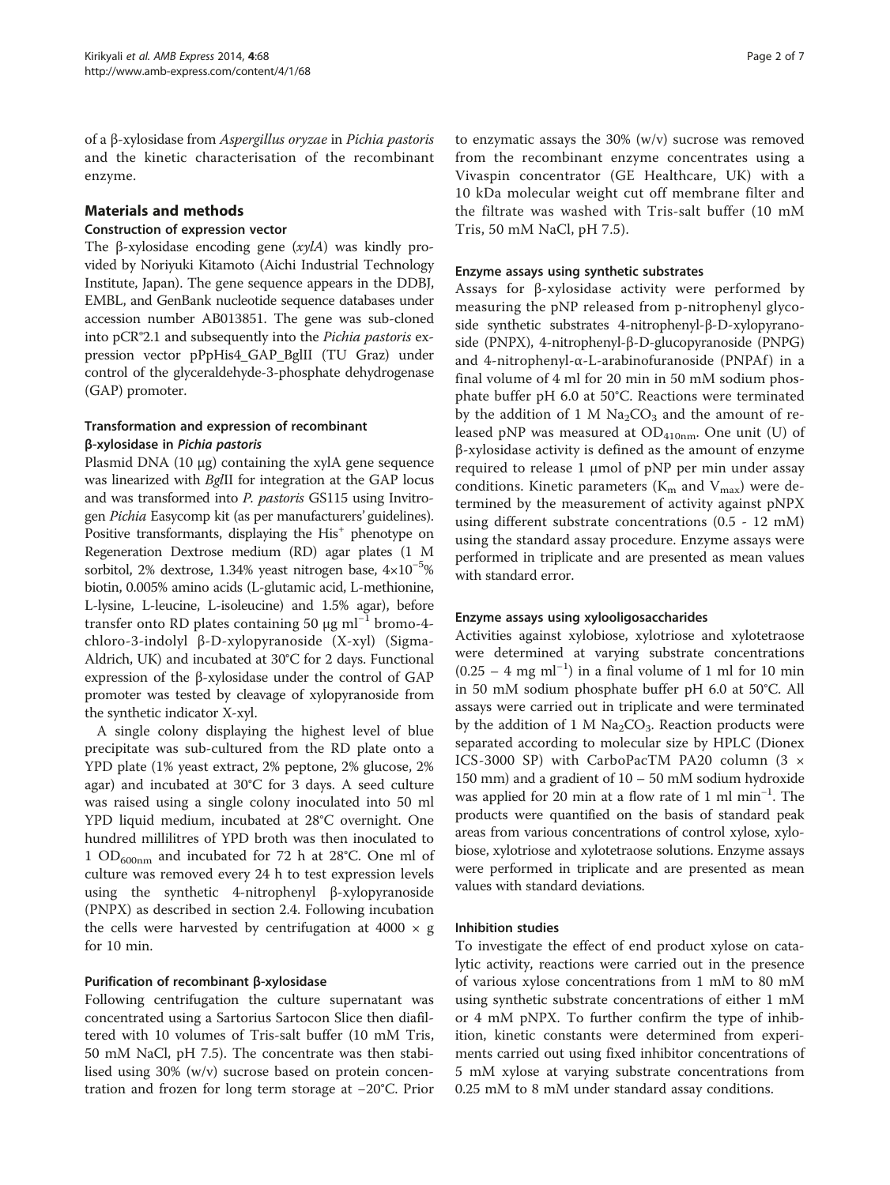of a β-xylosidase from *Aspergillus oryzae* in *Pichia pastoris* and the kinetic characterisation of the recombinant enzyme.

## Materials and methods

### Construction of expression vector

The β-xylosidase encoding gene (*xylA*) was kindly provided by Noriyuki Kitamoto (Aichi Industrial Technology Institute, Japan). The gene sequence appears in the DDBJ, EMBL, and GenBank nucleotide sequence databases under accession number AB013851. The gene was sub-cloned into pCR®2.1 and subsequently into the *Pichia pastoris* expression vector pPpHis4_GAP_BglII (TU Graz) under control of the glyceraldehyde-3-phosphate dehydrogenase (GAP) promoter.

### Transformation and expression of recombinant β-xylosidase in *Pichia pastoris*

Plasmid DNA (10 μg) containing the xylA gene sequence was linearized with *Bgl*II for integration at the GAP locus and was transformed into *P. pastoris* GS115 using Invitrogen *Pichia* Easycomp kit (as per manufacturers' guidelines). Positive transformants, displaying the $His^+$ phenotype on Regeneration Dextrose medium (RD) agar plates (1 M sorbitol, 2% dextrose, 1.34% yeast nitrogen base, $4{\times}10^{-5}$% biotin, 0.005% amino acids (L-glutamic acid, L-methionine, L-lysine, L-leucine, L-isoleucine) and 1.5% agar), before transfer onto RD plates containing 50 μg $ml^{-1}$ bromo-4-chloro-3-indolyl β-D-xylopyranoside (X-xyl) (Sigma-Aldrich, UK) and incubated at 30°C for 2 days. Functional expression of the β-xylosidase under the control of GAP promoter was tested by cleavage of xylopyranoside from the synthetic indicator X-xyl.

A single colony displaying the highest level of blue precipitate was sub-cultured from the RD plate onto a YPD plate (1% yeast extract, 2% peptone, 2% glucose, 2% agar) and incubated at 30°C for 3 days. A seed culture was raised using a single colony inoculated into 50 ml YPD liquid medium, incubated at 28°C overnight. One hundred millilitres of YPD broth was then inoculated to 1 $OD_{600nm}$ and incubated for 72 h at 28°C. One ml of culture was removed every 24 h to test expression levels using the synthetic 4-nitrophenyl β-xylopyranoside (PNPX) as described in section 2.4. Following incubation the cells were harvested by centrifugation at 4000 × g for 10 min.

### Purification of recombinant β-xylosidase

Following centrifugation the culture supernatant was concentrated using a Sartorius Sartocon Slice then diafiltered with 10 volumes of Tris-salt buffer (10 mM Tris, 50 mM NaCl, pH 7.5). The concentrate was then stabilised using 30% (w/v) sucrose based on protein concentration and frozen for long term storage at −20°C. Prior to enzymatic assays the 30% (w/v) sucrose was removed from the recombinant enzyme concentrates using a Vivaspin concentrator (GE Healthcare, UK) with a 10 kDa molecular weight cut off membrane filter and the filtrate was washed with Tris-salt buffer (10 mM Tris, 50 mM NaCl, pH 7.5).

### Enzyme assays using synthetic substrates

Assays for β-xylosidase activity were performed by measuring the pNP released from p-nitrophenyl glycoside synthetic substrates 4-nitrophenyl-β-D-xylopyranoside (PNPX), 4-nitrophenyl-β-D-glucopyranoside (PNPG) and 4-nitrophenyl-α-L-arabinofuranoside (PNPAf) in a final volume of 4 ml for 20 min in 50 mM sodium phosphate buffer pH 6.0 at 50°C. Reactions were terminated by the addition of 1 M $Na_2CO_3$ and the amount of released pNP was measured at $OD_{410nm}$. One unit (U) of β-xylosidase activity is defined as the amount of enzyme required to release 1 μmol of pNP per min under assay conditions. Kinetic parameters ($K_m$ and $V_{max}$) were determined by the measurement of activity against pNPX using different substrate concentrations (0.5 - 12 mM) using the standard assay procedure. Enzyme assays were performed in triplicate and are presented as mean values with standard error.

### Enzyme assays using xylooligosaccharides

Activities against xylobiose, xylotriose and xylotetraose were determined at varying substrate concentrations (0.25 – 4 mg $ml^{-1}$) in a final volume of 1 ml for 10 min in 50 mM sodium phosphate buffer pH 6.0 at 50°C. All assays were carried out in triplicate and were terminated by the addition of 1 M $Na_2CO_3$. Reaction products were separated according to molecular size by HPLC (Dionex ICS-3000 SP) with CarboPacTM PA20 column (3 × 150 mm) and a gradient of 10 – 50 mM sodium hydroxide was applied for 20 min at a flow rate of 1 ml $min^{-1}$. The products were quantified on the basis of standard peak areas from various concentrations of control xylose, xylobiose, xylotriose and xylotetraose solutions. Enzyme assays were performed in triplicate and are presented as mean values with standard deviations.

### Inhibition studies

To investigate the effect of end product xylose on catalytic activity, reactions were carried out in the presence of various xylose concentrations from 1 mM to 80 mM using synthetic substrate concentrations of either 1 mM or 4 mM pNPX. To further confirm the type of inhibition, kinetic constants were determined from experiments carried out using fixed inhibitor concentrations of 5 mM xylose at varying substrate concentrations from 0.25 mM to 8 mM under standard assay conditions.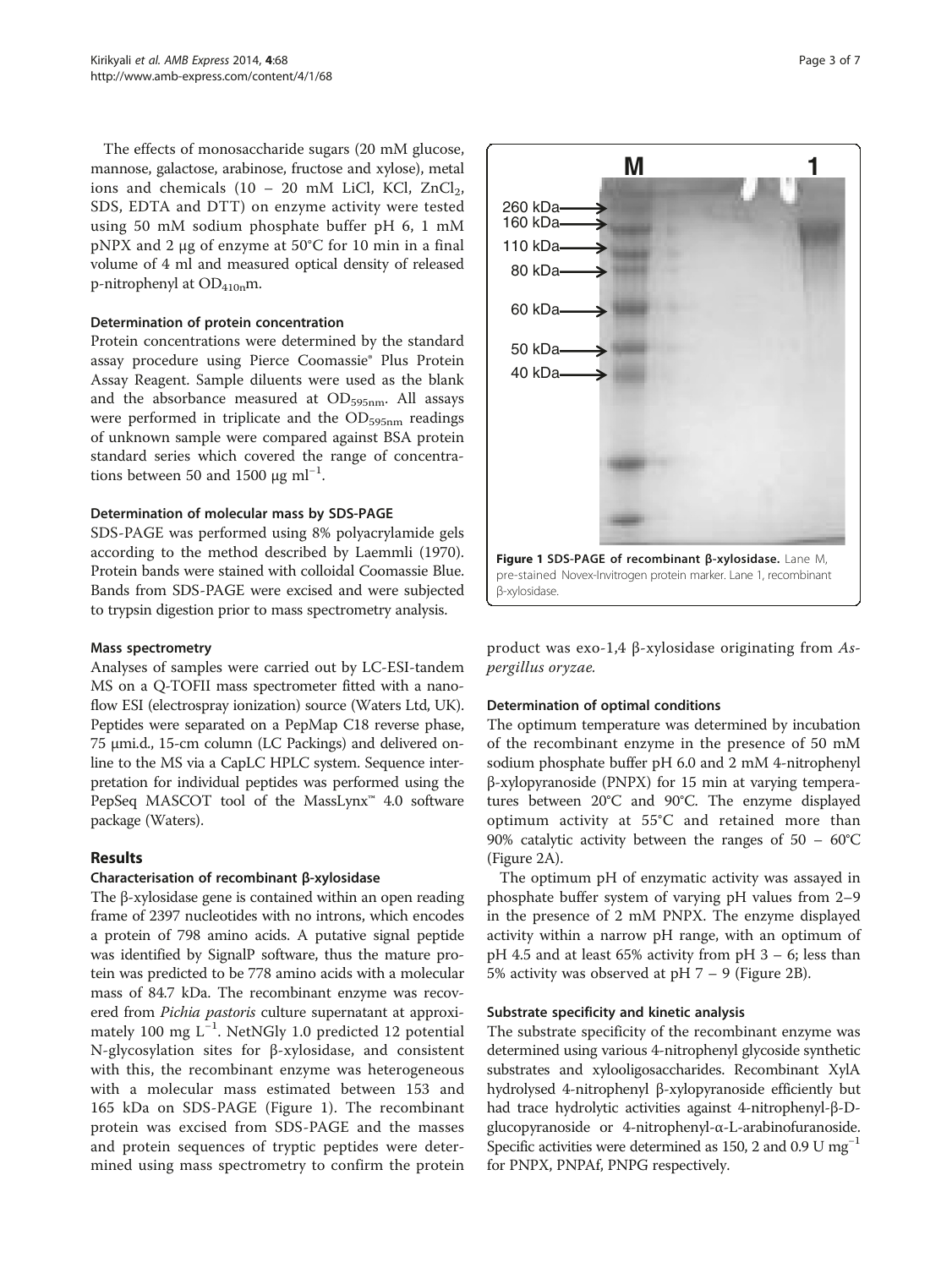The effects of monosaccharide sugars (20 mM glucose, mannose, galactose, arabinose, fructose and xylose), metal ions and chemicals (10 – 20 mM LiCl, KCl, $ZnCl_2$, SDS, EDTA and DTT) on enzyme activity were tested using 50 mM sodium phosphate buffer pH 6, 1 mM pNPX and 2 μg of enzyme at 50°C for 10 min in a final volume of 4 ml and measured optical density of released p-nitrophenyl at $OD_{410n}$m.

### Determination of protein concentration

Protein concentrations were determined by the standard assay procedure using Pierce Coomassie® Plus Protein Assay Reagent. Sample diluents were used as the blank and the absorbance measured at $OD_{595nm}$. All assays were performed in triplicate and the $OD_{595nm}$ readings of unknown sample were compared against BSA protein standard series which covered the range of concentrations between 50 and 1500 μg $ml^{-1}$.

### Determination of molecular mass by SDS-PAGE

SDS-PAGE was performed using 8% polyacrylamide gels according to the method described by Laemmli (1970). Protein bands were stained with colloidal Coomassie Blue. Bands from SDS-PAGE were excised and were subjected to trypsin digestion prior to mass spectrometry analysis.

### Mass spectrometry

Analyses of samples were carried out by LC-ESI-tandem MS on a Q-TOFII mass spectrometer fitted with a nanoflow ESI (electrospray ionization) source (Waters Ltd, UK). Peptides were separated on a PepMap C18 reverse phase, 75 μmi.d., 15-cm column (LC Packings) and delivered online to the MS via a CapLC HPLC system. Sequence interpretation for individual peptides was performed using the PepSeq MASCOT tool of the MassLynx™ 4.0 software package (Waters).

## Results

### Characterisation of recombinant β-xylosidase

The β-xylosidase gene is contained within an open reading frame of 2397 nucleotides with no introns, which encodes a protein of 798 amino acids. A putative signal peptide was identified by SignalP software, thus the mature protein was predicted to be 778 amino acids with a molecular mass of 84.7 kDa. The recombinant enzyme was recovered from *Pichia pastoris* culture supernatant at approximately 100 mg $L^{-1}$. NetNGly 1.0 predicted 12 potential N-glycosylation sites for β-xylosidase, and consistent with this, the recombinant enzyme was heterogeneous with a molecular mass estimated between 153 and 165 kDa on SDS-PAGE (Figure 1). The recombinant protein was excised from SDS-PAGE and the masses and protein sequences of tryptic peptides were determined using mass spectrometry to confirm the protein product was exo-1,4 β-xylosidase originating from *Aspergillus oryzae.*

**Figure 1 SDS-PAGE of recombinant β-xylosidase.** Lane M, pre-stained Novex-Invitrogen protein marker. Lane 1, recombinant β-xylosidase.

### Determination of optimal conditions

The optimum temperature was determined by incubation of the recombinant enzyme in the presence of 50 mM sodium phosphate buffer pH 6.0 and 2 mM 4-nitrophenyl β-xylopyranoside (PNPX) for 15 min at varying temperatures between 20°C and 90°C. The enzyme displayed optimum activity at 55°C and retained more than 90% catalytic activity between the ranges of 50 – 60°C (Figure 2A).

The optimum pH of enzymatic activity was assayed in phosphate buffer system of varying pH values from 2–9 in the presence of 2 mM PNPX. The enzyme displayed activity within a narrow pH range, with an optimum of pH 4.5 and at least 65% activity from pH 3 – 6; less than 5% activity was observed at pH 7 – 9 (Figure 2B).

### Substrate specificity and kinetic analysis

The substrate specificity of the recombinant enzyme was determined using various 4-nitrophenyl glycoside synthetic substrates and xylooligosaccharides. Recombinant XylA hydrolysed 4-nitrophenyl β-xylopyranoside efficiently but had trace hydrolytic activities against 4-nitrophenyl-β-D-glucopyranoside or 4-nitrophenyl-α-L-arabinofuranoside. Specific activities were determined as 150, 2 and 0.9 U $mg^{-1}$ for PNPX, PNPAf, PNPG respectively.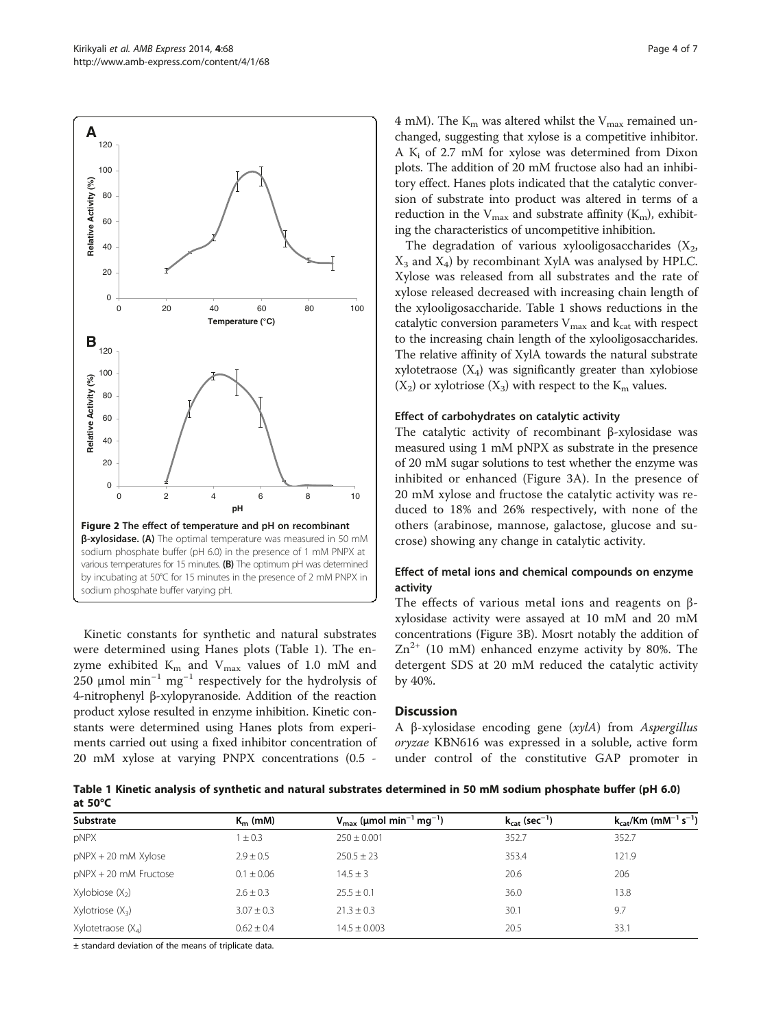Figure 2 The effect of temperature and pH on recombinant β-xylosidase. (A) The optimal temperature was measured in 50 mM sodium phosphate buffer (pH 6.0) in the presence of 1 mM PNPX at various temperatures for 15 minutes. (B) The optimum pH was determined by incubating at 50°C for 15 minutes in the presence of 2 mM PNPX in sodium phosphate buffer varying pH.

Kinetic constants for synthetic and natural substrates were determined using Hanes plots (Table 1). The enzyme exhibited $K_m$ and $V_{max}$ values of 1.0 mM and 250 μmol $min^{-1}$ $mg^{-1}$ respectively for the hydrolysis of 4-nitrophenyl β-xylopyranoside. Addition of the reaction product xylose resulted in enzyme inhibition. Kinetic constants were determined using Hanes plots from experiments carried out using a fixed inhibitor concentration of 20 mM xylose at varying PNPX concentrations (0.5 - 4 mM). The $K_m$ was altered whilst the $V_{max}$ remained unchanged, suggesting that xylose is a competitive inhibitor. A $K_i$ of 2.7 mM for xylose was determined from Dixon plots. The addition of 20 mM fructose also had an inhibitory effect. Hanes plots indicated that the catalytic conversion of substrate into product was altered in terms of a reduction in the $V_{max}$ and substrate affinity ($K_m$), exhibiting the characteristics of uncompetitive inhibition.

The degradation of various xylooligosaccharides ($X_2$, $X_3$ and $X_4$) by recombinant XylA was analysed by HPLC. Xylose was released from all substrates and the rate of xylose released decreased with increasing chain length of the xylooligosaccharide. Table 1 shows reductions in the catalytic conversion parameters $V_{max}$ and $k_{cat}$ with respect to the increasing chain length of the xylooligosaccharides. The relative affinity of XylA towards the natural substrate xylotetraose ($X_4$) was significantly greater than xylobiose ($X_2$) or xylotriose ($X_3$) with respect to the $K_m$ values.

#### Effect of carbohydrates on catalytic activity

The catalytic activity of recombinant β-xylosidase was measured using 1 mM pNPX as substrate in the presence of 20 mM sugar solutions to test whether the enzyme was inhibited or enhanced (Figure 3A). In the presence of 20 mM xylose and fructose the catalytic activity was reduced to 18% and 26% respectively, with none of the others (arabinose, mannose, galactose, glucose and sucrose) showing any change in catalytic activity.

#### Effect of metal ions and chemical compounds on enzyme activity

The effects of various metal ions and reagents on β-xylosidase activity were assayed at 10 mM and 20 mM concentrations (Figure 3B). Mosrt notably the addition of $Zn^{2+}$ (10 mM) enhanced enzyme activity by 80%. The detergent SDS at 20 mM reduced the catalytic activity by 40%.

## Discussion

A β-xylosidase encoding gene (*xylA*) from *Aspergillus oryzae* KBN616 was expressed in a soluble, active form under control of the constitutive GAP promoter in

**Table 1 Kinetic analysis of synthetic and natural substrates determined in 50 mM sodium phosphate buffer (pH 6.0) at 50°C**

| Substrate | $K_m$ (mM) | $V_{max}$ (μmol $min^{-1}$ $mg^{-1}$) | $k_{cat}$ ($sec^{-1}$) | $k_{cat}$/Km ($mM^{-1}$ $s^{-1}$) |
|---|---|---|---|---|
| pNPX | 1 ± 0.3 | 250 ± 0.001 | 352.7 | 352.7 |
| pNPX + 20 mM Xylose | 2.9 ± 0.5 | 250.5 ± 23 | 353.4 | 121.9 |
| pNPX + 20 mM Fructose | 0.1 ± 0.06 | 14.5 ± 3 | 20.6 | 206 |
| Xylobiose ($X_2$) | 2.6 ± 0.3 | 25.5 ± 0.1 | 36.0 | 13.8 |
| Xylotriose ($X_3$) | 3.07 ± 0.3 | 21.3 ± 0.3 | 30.1 | 9.7 |
| Xylotetraose ($X_4$) | 0.62 ± 0.4 | 14.5 ± 0.003 | 20.5 | 33.1 |

± standard deviation of the means of triplicate data.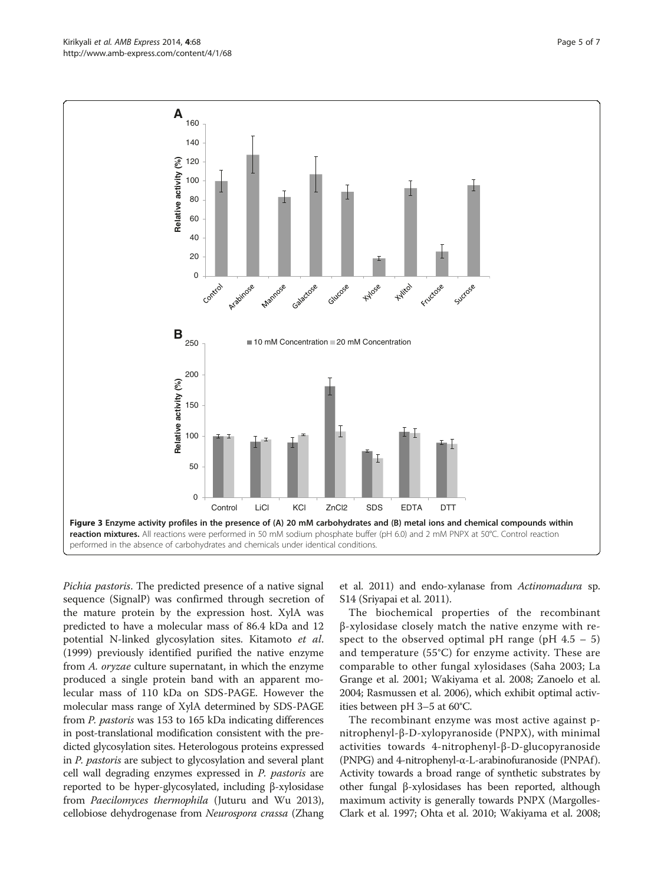**Figure 3 Enzyme activity profiles in the presence of (A) 20 mM carbohydrates and (B) metal ions and chemical compounds within reaction mixtures.** All reactions were performed in 50 mM sodium phosphate buffer (pH 6.0) and 2 mM PNPX at 50°C. Control reaction performed in the absence of carbohydrates and chemicals under identical conditions.

*Pichia pastoris*. The predicted presence of a native signal sequence (SignalP) was confirmed through secretion of the mature protein by the expression host. XylA was predicted to have a molecular mass of 86.4 kDa and 12 potential N-linked glycosylation sites. Kitamoto *et al*. (1999) previously identified purified the native enzyme from *A. oryzae* culture supernatant, in which the enzyme produced a single protein band with an apparent molecular mass of 110 kDa on SDS-PAGE. However the molecular mass range of XylA determined by SDS-PAGE from *P. pastoris* was 153 to 165 kDa indicating differences in post-translational modification consistent with the predicted glycosylation sites. Heterologous proteins expressed in *P. pastoris* are subject to glycosylation and several plant cell wall degrading enzymes expressed in *P. pastoris* are reported to be hyper-glycosylated, including β-xylosidase from *Paecilomyces thermophila* (Juturu and Wu 2013), cellobiose dehydrogenase from *Neurospora crassa* (Zhang et al. 2011) and endo-xylanase from *Actinomadura* sp. S14 (Sriyapai et al. 2011).

The biochemical properties of the recombinant β-xylosidase closely match the native enzyme with respect to the observed optimal pH range (pH 4.5 – 5) and temperature (55°C) for enzyme activity. These are comparable to other fungal xylosidases (Saha 2003; La Grange et al. 2001; Wakiyama et al. 2008; Zanoelo et al. 2004; Rasmussen et al. 2006), which exhibit optimal activities between pH 3–5 at 60°C.

The recombinant enzyme was most active against p-nitrophenyl-β-D-xylopyranoside (PNPX), with minimal activities towards 4-nitrophenyl-β-D-glucopyranoside (PNPG) and 4-nitrophenyl-α-L-arabinofuranoside (PNPAf). Activity towards a broad range of synthetic substrates by other fungal β-xylosidases has been reported, although maximum activity is generally towards PNPX (Margolles-Clark et al. 1997; Ohta et al. 2010; Wakiyama et al. 2008;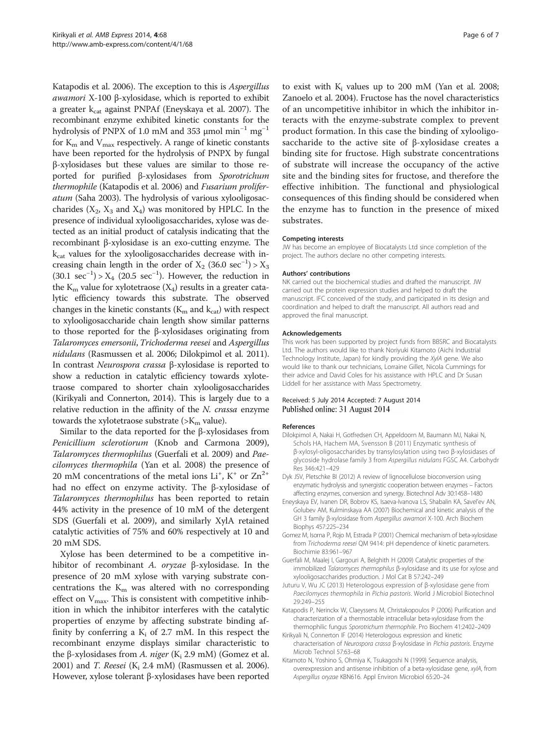Katapodis et al. 2006). The exception to this is *Aspergillus awamori* X-100 β-xylosidase, which is reported to exhibit a greater $k_{cat}$ against PNPAf (Eneyskaya et al. 2007). The recombinant enzyme exhibited kinetic constants for the hydrolysis of PNPX of 1.0 mM and 353 μmol $min^{-1}$ $mg^{-1}$ for $K_m$ and $V_{max}$ respectively. A range of kinetic constants have been reported for the hydrolysis of PNPX by fungal β-xylosidases but these values are similar to those reported for purified β-xylosidases from *Sporotrichum thermophile* (Katapodis et al. 2006) and *Fusarium proliferatum* (Saha 2003). The hydrolysis of various xylooligosaccharides ($X_2$, $X_3$ and $X_4$) was monitored by HPLC. In the presence of individual xylooligosaccharides, xylose was detected as an initial product of catalysis indicating that the recombinant β-xylosidase is an exo-cutting enzyme. The $k_{cat}$ values for the xylooligosaccharides decrease with increasing chain length in the order of $X_2$ (36.0 $sec^{-1}$) > $X_3$ (30.1 $sec^{-1}$) > $X_4$ (20.5 $sec^{-1}$). However, the reduction in the $K_m$ value for xylotetraose ($X_4$) results in a greater catalytic efficiency towards this substrate. The observed changes in the kinetic constants ($K_m$ and $k_{cat}$) with respect to xylooligosaccharide chain length show similar patterns to those reported for the β-xylosidases originating from *Talaromyces emersonii*, *Trichoderma reesei* and *Aspergillus nidulans* (Rasmussen et al. 2006; Dilokpimol et al. 2011). In contrast *Neurospora crassa* β-xylosidase is reported to show a reduction in catalytic efficiency towards xylotetraose compared to shorter chain xylooligosaccharides (Kirikyali and Connerton, 2014). This is largely due to a relative reduction in the affinity of the *N. crassa* enzyme towards the xylotetraose substrate (>$K_m$ value).

Similar to the data reported for the β-xylosidases from *Penicillium sclerotiorum* (Knob and Carmona 2009), *Talaromyces thermophilus* (Guerfali et al. 2009) and *Paecilomyces thermophila* (Yan et al. 2008) the presence of 20 mM concentrations of the metal ions $Li^+$, $K^+$ or $Zn^{2+}$ had no effect on enzyme activity. The β-xylosidase of *Talaromyces thermophilus* has been reported to retain 44% activity in the presence of 10 mM of the detergent SDS (Guerfali et al. 2009), and similarly XylA retained catalytic activities of 75% and 60% respectively at 10 and 20 mM SDS.

Xylose has been determined to be a competitive inhibitor of recombinant *A. oryzae* β-xylosidase. In the presence of 20 mM xylose with varying substrate concentrations the $K_m$ was altered with no corresponding effect on $V_{max}$. This is consistent with competitive inhibition in which the inhibitor interferes with the catalytic properties of enzyme by affecting substrate binding affinity by conferring a $K_i$ of 2.7 mM. In this respect the recombinant enzyme displays similar characteristic to the β-xylosidases from *A. niger* ($K_i$ 2.9 mM) (Gomez et al. 2001) and *T. Reesei* ($K_i$ 2.4 mM) (Rasmussen et al. 2006). However, xylose tolerant β-xylosidases have been reported to exist with $K_i$ values up to 200 mM (Yan et al. 2008; Zanoelo et al. 2004). Fructose has the novel characteristics of an uncompetitive inhibitor in which the inhibitor interacts with the enzyme-substrate complex to prevent product formation. In this case the binding of xylooligosaccharide to the active site of β-xylosidase creates a binding site for fructose. High substrate concentrations of substrate will increase the occupancy of the active site and the binding sites for fructose, and therefore the effective inhibition. The functional and physiological consequences of this finding should be considered when the enzyme has to function in the presence of mixed substrates.

#### Competing interests

JW has become an employee of Biocatalysts Ltd since completion of the project. The authors declare no other competing interests.

#### Authors' contributions

NK carried out the biochemical studies and drafted the manuscript. JW carried out the protein expression studies and helped to draft the manuscript. IFC conceived of the study, and participated in its design and coordination and helped to draft the manuscript. All authors read and approved the final manuscript.

#### Acknowledgements

This work has been supported by project funds from BBSRC and Biocatalysts Ltd. The authors would like to thank Noriyuki Kitamoto (Aichi Industrial Technology Institute, Japan) for kindly providing the *XylA* gene. We also would like to thank our technicians, Lorraine Gillet, Nicola Cummings for their advice and David Coles for his assistance with HPLC and Dr Susan Liddell for her assistance with Mass Spectrometry.

Received: 5 July 2014 Accepted: 7 August 2014
Published online: 31 August 2014

#### References

Dilokpimol A, Nakai H, Gotfredsen CH, Appeldoorn M, Baumann MJ, Nakai N, Schols HA, Hachem MA, Svensson B (2011) Enzymatic synthesis of β-xylosyl-oligosaccharides by transxylosylation using two β-xylosidases of glycoside hydrolase family 3 from *Aspergillus nidulans* FGSC A4. Carbohydr Res 346:421–429

Dyk JSV, Pletschke BI (2012) A review of lignocellulose bioconversion using enzymatic hydrolysis and synergistic cooperation between enzymes – Factors affecting enzymes, conversion and synergy. Biotechnol Adv 30:1458–1480

Eneyskaya EV, Ivanen DR, Bobrov KS, Isaeva-Ivanova LS, Shabalin KA, Savel'ev AN, Golubev AM, Kulminskaya AA (2007) Biochemical and kinetic analysis of the GH 3 family β-xylosidase from *Aspergillus awamori* X-100. Arch Biochem Biophys 457:225–234

Gomez M, Isorna P, Rojo M, Estrada P (2001) Chemical mechanism of beta-xylosidase from *Trichoderma reesei* QM 9414: pH dependence of kinetic parameters. Biochimie 83:961–967

Guerfali M, Maalej I, Gargouri A, Belghith H (2009) Catalytic properties of the immobilized *Talaromyces thermophilus* β-xylosidase and its use for xylose and xylooligosaccharides production. J Mol Cat B 57:242–249

Juturu V, Wu JC (2013) Heterologous expression of β-xylosidase gene from *Paecilomyces thermophila* in *Pichia pastoris*. World J Microbiol Biotechnol 29:249–255

Katapodis P, Nerinckx W, Claeyssens M, Christakopoulos P (2006) Purification and characterization of a thermostable intracellular beta-xylosidase from the thermophilic fungus *Sporotrichum thermophile*. Pro Biochem 41:2402–2409

Kirikyali N, Connerton IF (2014) Heterologous expression and kinetic characterisation of *Neurospora crassa* β-xylosidase in *Pichia pastoris*. Enzyme Microb Technol 57:63–68

Kitamoto N, Yoshino S, Ohmiya K, Tsukagoshi N (1999) Sequence analysis, overexpression and antisense inhibition of a beta-xylosidase gene, *xylA*, from *Aspergillus oryzae* KBN616. Appl Environ Microbiol 65:20–24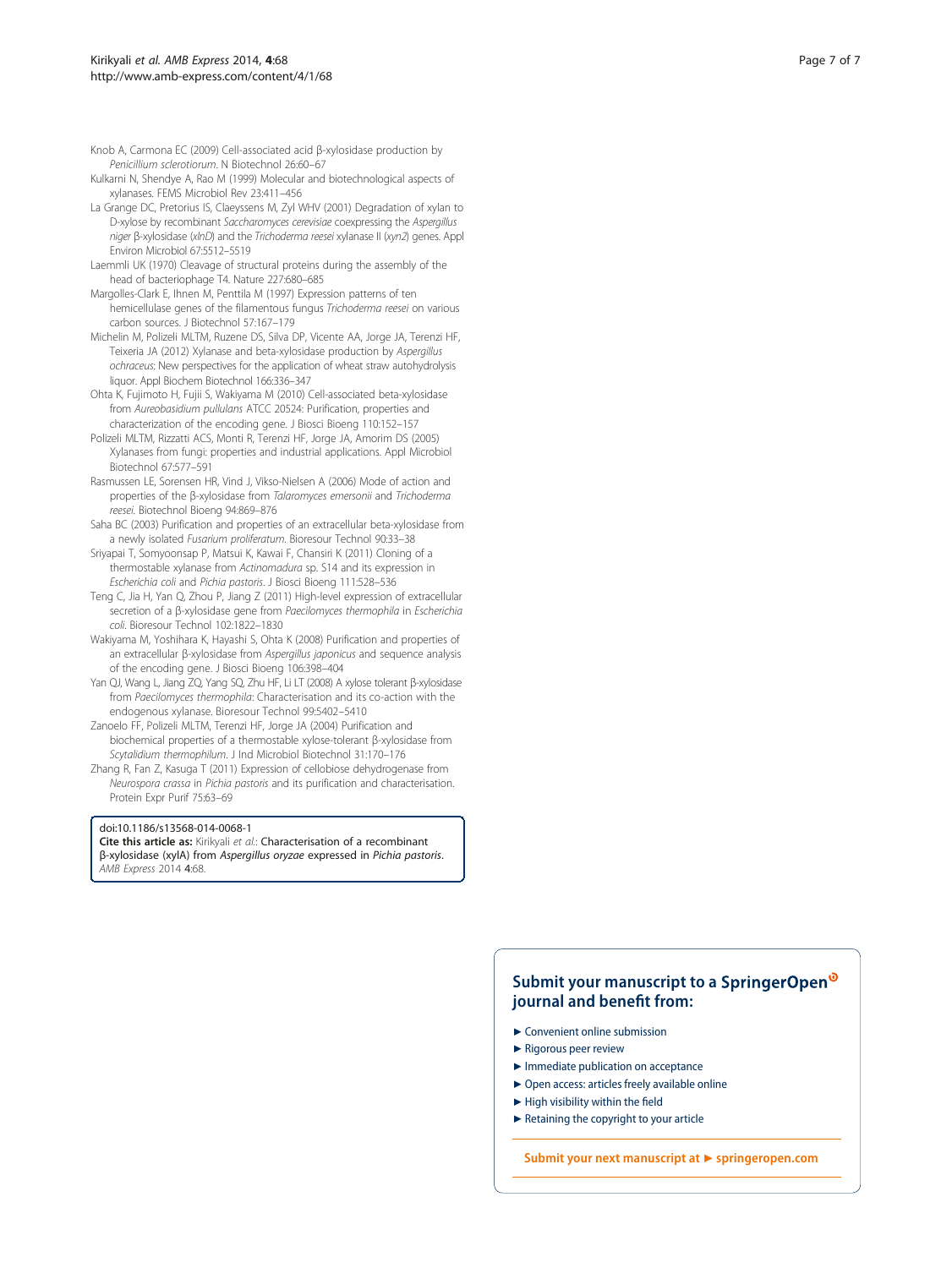Knob A, Carmona EC (2009) Cell-associated acid β-xylosidase production by *Penicillium sclerotiorum*. N Biotechnol 26:60–67

Kulkarni N, Shendye A, Rao M (1999) Molecular and biotechnological aspects of xylanases. FEMS Microbiol Rev 23:411–456

La Grange DC, Pretorius IS, Claeyssens M, Zyl WHV (2001) Degradation of xylan to D-xylose by recombinant *Saccharomyces cerevisiae* coexpressing the *Aspergillus niger* β-xylosidase (*xlnD*) and the *Trichoderma reesei* xylanase II (*xyn2*) genes. Appl Environ Microbiol 67:5512–5519

Laemmli UK (1970) Cleavage of structural proteins during the assembly of the head of bacteriophage T4. Nature 227:680–685

Margolles-Clark E, Ihnen M, Penttila M (1997) Expression patterns of ten hemicellulase genes of the filamentous fungus *Trichoderma reesei* on various carbon sources. J Biotechnol 57:167–179

Michelin M, Polizeli MLTM, Ruzene DS, Silva DP, Vicente AA, Jorge JA, Terenzi HF, Teixeria JA (2012) Xylanase and beta-xylosidase production by *Aspergillus ochraceus*: New perspectives for the application of wheat straw autohydrolysis liquor. Appl Biochem Biotechnol 166:336–347

Ohta K, Fujimoto H, Fujii S, Wakiyama M (2010) Cell-associated beta-xylosidase from *Aureobasidium pullulans* ATCC 20524: Purification, properties and characterization of the encoding gene. J Biosci Bioeng 110:152–157

Polizeli MLTM, Rizzatti ACS, Monti R, Terenzi HF, Jorge JA, Amorim DS (2005) Xylanases from fungi: properties and industrial applications. Appl Microbiol Biotechnol 67:577–591

Rasmussen LE, Sorensen HR, Vind J, Vikso-Nielsen A (2006) Mode of action and properties of the β-xylosidase from *Talaromyces emersonii* and *Trichoderma reesei*. Biotechnol Bioeng 94:869–876

Saha BC (2003) Purification and properties of an extracellular beta-xylosidase from a newly isolated *Fusarium proliferatum*. Bioresour Technol 90:33–38

Sriyapai T, Somyoonsap P, Matsui K, Kawai F, Chansiri K (2011) Cloning of a thermostable xylanase from *Actinomadura* sp. S14 and its expression in *Escherichia coli* and *Pichia pastoris*. J Biosci Bioeng 111:528–536

Teng C, Jia H, Yan Q, Zhou P, Jiang Z (2011) High-level expression of extracellular secretion of a β-xylosidase gene from *Paecilomyces thermophila* in *Escherichia coli*. Bioresour Technol 102:1822–1830

Wakiyama M, Yoshihara K, Hayashi S, Ohta K (2008) Purification and properties of an extracellular β-xylosidase from *Aspergillus japonicus* and sequence analysis of the encoding gene. J Biosci Bioeng 106:398–404

Yan QJ, Wang L, Jiang ZQ, Yang SQ, Zhu HF, Li LT (2008) A xylose tolerant β-xylosidase from *Paecilomyces thermophila*: Characterisation and its co-action with the endogenous xylanase. Bioresour Technol 99:5402–5410

Zanoelo FF, Polizeli MLTM, Terenzi HF, Jorge JA (2004) Purification and biochemical properties of a thermostable xylose-tolerant β-xylosidase from *Scytalidium thermophilum*. J Ind Microbiol Biotechnol 31:170–176

Zhang R, Fan Z, Kasuga T (2011) Expression of cellobiose dehydrogenase from *Neurospora crassa* in *Pichia pastoris* and its purification and characterisation. Protein Expr Purif 75:63–69

doi:10.1186/s13568-014-0068-1

**Cite this article as:** Kirikyali *et al.*: Characterisation of a recombinant β-xylosidase (xylA) from *Aspergillus oryzae* expressed in *Pichia pastoris*. *AMB Express* 2014 **4**:68.

**Submit your manuscript to a SpringerOpen journal and benefit from:**

- ► Convenient online submission
- ► Rigorous peer review
- ► Immediate publication on acceptance
- ► Open access: articles freely available online
- ► High visibility within the field
- ► Retaining the copyright to your article

**Submit your next manuscript at ► springeropen.com**